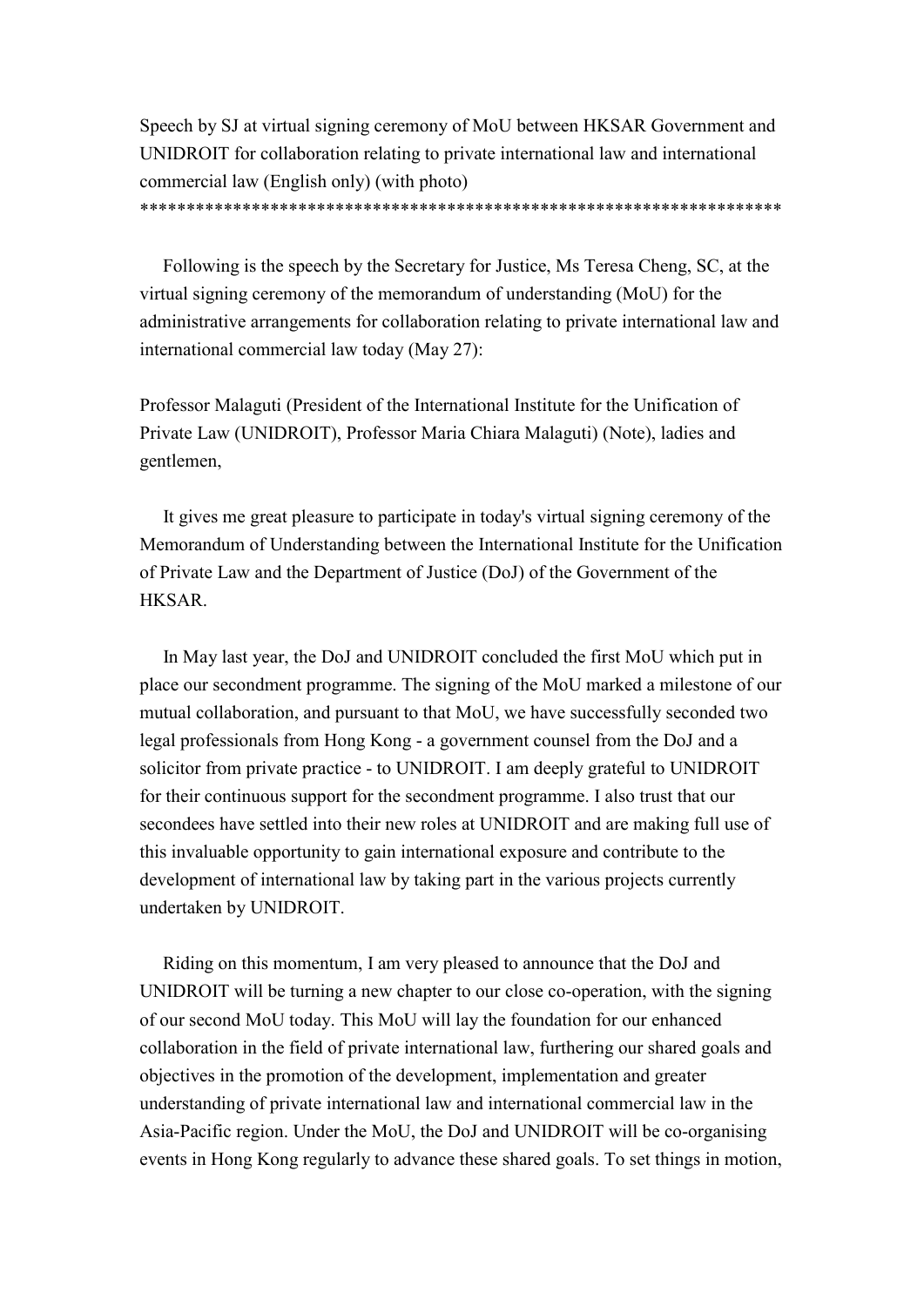# Speech by SJ at virtual signing ceremony of MoU between HKSAR Government and UNIDROIT for collaboration relating to private international law and international commercial law (English only) (with photo)

**********************************************************************

Following is the speech by the Secretary for Justice, Ms Teresa Cheng, SC, at the virtual signing ceremony of the memorandum of understanding (MoU) for the administrative arrangements for collaboration relating to private international law and international commercial law today (May 27):

Professor Malaguti (President of the International Institute for the Unification of Private Law (UNIDROIT), Professor Maria Chiara Malaguti) (Note), ladies and gentlemen,

It gives me great pleasure to participate in today's virtual signing ceremony of the Memorandum of Understanding between the International Institute for the Unification of Private Law and the Department of Justice (DoJ) of the Government of the HKSAR.

In May last year, the DoJ and UNIDROIT concluded the first MoU which put in place our secondment programme. The signing of the MoU marked a milestone of our mutual collaboration, and pursuant to that MoU, we have successfully seconded two legal professionals from Hong Kong - a government counsel from the DoJ and a solicitor from private practice - to UNIDROIT. I am deeply grateful to UNIDROIT for their continuous support for the secondment programme. I also trust that our secondees have settled into their new roles at UNIDROIT and are making full use of this invaluable opportunity to gain international exposure and contribute to the development of international law by taking part in the various projects currently undertaken by UNIDROIT.

Riding on this momentum, I am very pleased to announce that the DoJ and UNIDROIT will be turning a new chapter to our close co-operation, with the signing of our second MoU today. This MoU will lay the foundation for our enhanced collaboration in the field of private international law, furthering our shared goals and objectives in the promotion of the development, implementation and greater understanding of private international law and international commercial law in the Asia-Pacific region. Under the MoU, the DoJ and UNIDROIT will be co-organising events in Hong Kong regularly to advance these shared goals. To set things in motion,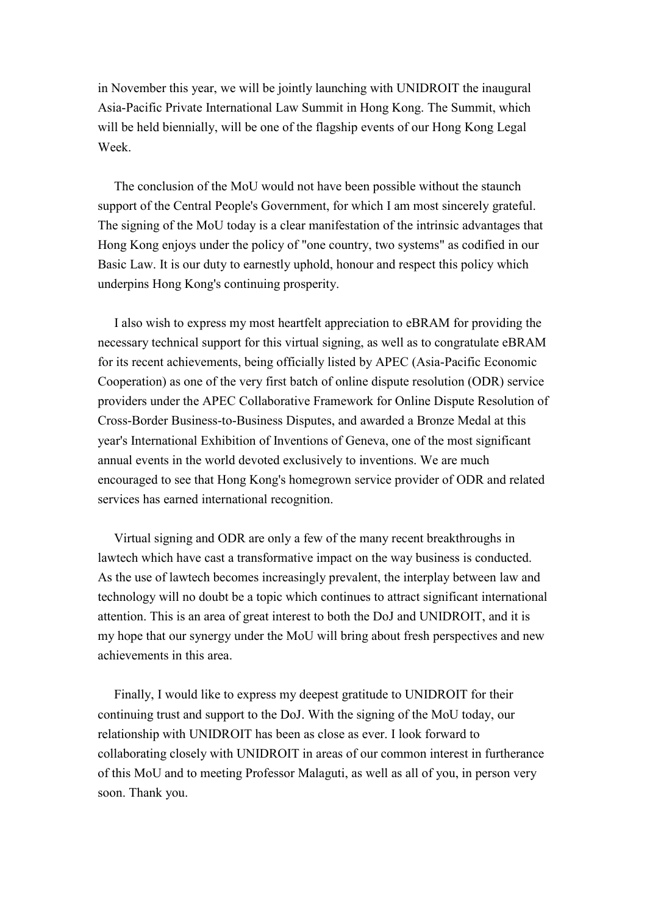in November this year, we will be jointly launching with UNIDROIT the inaugural Asia-Pacific Private International Law Summit in Hong Kong. The Summit, which will be held biennially, will be one of the flagship events of our Hong Kong Legal Week.

The conclusion of the MoU would not have been possible without the staunch support of the Central People's Government, for which I am most sincerely grateful. The signing of the MoU today is a clear manifestation of the intrinsic advantages that Hong Kong enjoys under the policy of "one country, two systems" as codified in our Basic Law. It is our duty to earnestly uphold, honour and respect this policy which underpins Hong Kong's continuing prosperity.

I also wish to express my most heartfelt appreciation to eBRAM for providing the necessary technical support for this virtual signing, as well as to congratulate eBRAM for its recent achievements, being officially listed by APEC (Asia-Pacific Economic Cooperation) as one of the very first batch of online dispute resolution (ODR) service providers under the APEC Collaborative Framework for Online Dispute Resolution of Cross-Border Business-to-Business Disputes, and awarded a Bronze Medal at this year's International Exhibition of Inventions of Geneva, one of the most significant annual events in the world devoted exclusively to inventions. We are much encouraged to see that Hong Kong's homegrown service provider of ODR and related services has earned international recognition.

Virtual signing and ODR are only a few of the many recent breakthroughs in lawtech which have cast a transformative impact on the way business is conducted. As the use of lawtech becomes increasingly prevalent, the interplay between law and technology will no doubt be a topic which continues to attract significant international attention. This is an area of great interest to both the DoJ and UNIDROIT, and it is my hope that our synergy under the MoU will bring about fresh perspectives and new achievements in this area.

Finally, I would like to express my deepest gratitude to UNIDROIT for their continuing trust and support to the DoJ. With the signing of the MoU today, our relationship with UNIDROIT has been as close as ever. I look forward to collaborating closely with UNIDROIT in areas of our common interest in furtherance of this MoU and to meeting Professor Malaguti, as well as all of you, in person very soon. Thank you.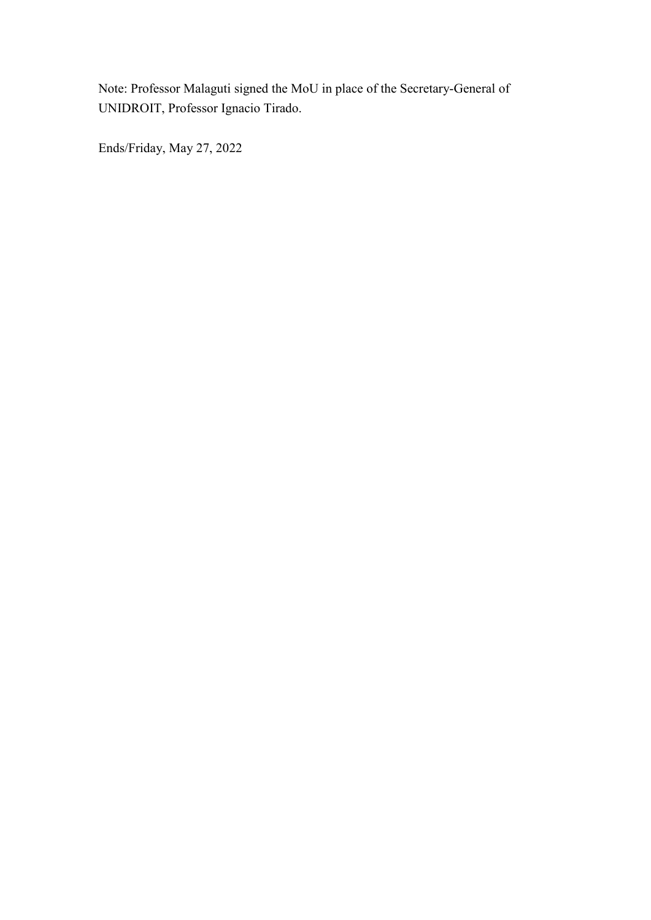Note: Professor Malaguti signed the MoU in place of the Secretary-General of UNIDROIT, Professor Ignacio Tirado.

Ends/Friday, May 27, 2022